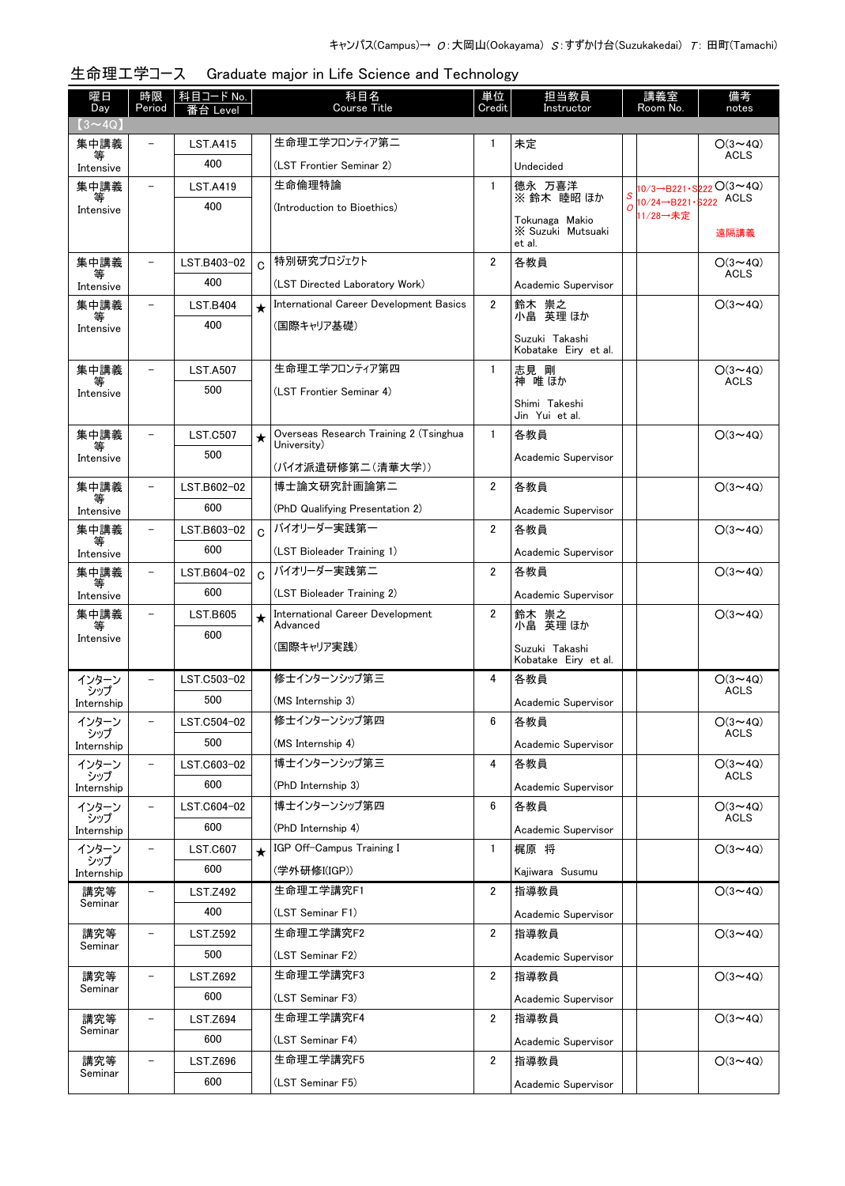キャンパス(Campus)→ O：大岡山(Ookayama) S：すずかけ台(Suzukakedai) T：田町(Tamachi)

## 生命理工学コース　Graduate major in Life Science and Technology

| 曜日 Day | 時限 Period | 科目コード No. 番台 Level | | 科目名 Course Title | 単位 Credit | 担当教員 Instructor | | 講義室 Room No. | 備考 notes |
|---|---|---|---|---|---|---|---|---|---|
| 【3～4Q】 | | | | | | | | | |
| 集中講義等 Intensive | － | LST.A415 400 | | 生命理工学フロンティア第二 (LST Frontier Seminar 2) | 1 | 未定 Undecided | | | O(3～4Q) ACLS |
| 集中講義等 Intensive | － | LST.A419 400 | | 生命倫理特論 (Introduction to Bioethics) | 1 | 徳永 万喜洋 ※ 鈴木 睦昭 ほか Tokunaga Makio ※ Suzuki Mutsuaki et al. | S O | 10/3→B221・S222 10/24→B221・S222 11/28→未定 | O(3～4Q) ACLS 遠隔講義 |
| 集中講義等 Intensive | － | LST.B403-02 400 | C | 特別研究プロジェクト (LST Directed Laboratory Work) | 2 | 各教員 Academic Supervisor | | | O(3～4Q) ACLS |
| 集中講義等 Intensive | － | LST.B404 400 | ★ | International Career Development Basics (国際キャリア基礎) | 2 | 鈴木 崇之 小畠 英理 ほか Suzuki Takashi Kobatake Eiry et al. | | | O(3～4Q) |
| 集中講義等 Intensive | － | LST.A507 500 | | 生命理工学フロンティア第四 (LST Frontier Seminar 4) | 1 | 志見 剛 神 唯 ほか Shimi Takeshi Jin Yui et al. | | | O(3～4Q) ACLS |
| 集中講義等 Intensive | － | LST.C507 500 | ★ | Overseas Research Training 2 (Tsinghua University) (バイオ派遣研修第二(清華大学)) | 1 | 各教員 Academic Supervisor | | | O(3～4Q) |
| 集中講義等 Intensive | － | LST.B602-02 600 | | 博士論文研究計画論第二 (PhD Qualifying Presentation 2) | 2 | 各教員 Academic Supervisor | | | O(3～4Q) |
| 集中講義等 Intensive | － | LST.B603-02 600 | C | バイオリーダー実践第一 (LST Bioleader Training 1) | 2 | 各教員 Academic Supervisor | | | O(3～4Q) |
| 集中講義等 Intensive | － | LST.B604-02 600 | C | バイオリーダー実践第二 (LST Bioleader Training 2) | 2 | 各教員 Academic Supervisor | | | O(3～4Q) |
| 集中講義等 Intensive | － | LST.B605 600 | ★ | International Career Development Advanced (国際キャリア実践) | 2 | 鈴木 崇之 小畠 英理 ほか Suzuki Takashi Kobatake Eiry et al. | | | O(3～4Q) |
| インターンシップ Internship | － | LST.C503-02 500 | | 修士インターンシップ第三 (MS Internship 3) | 4 | 各教員 Academic Supervisor | | | O(3～4Q) ACLS |
| インターンシップ Internship | － | LST.C504-02 500 | | 修士インターンシップ第四 (MS Internship 4) | 6 | 各教員 Academic Supervisor | | | O(3～4Q) ACLS |
| インターンシップ Internship | － | LST.C603-02 600 | | 博士インターンシップ第三 (PhD Internship 3) | 4 | 各教員 Academic Supervisor | | | O(3～4Q) ACLS |
| インターンシップ Internship | － | LST.C604-02 600 | | 博士インターンシップ第四 (PhD Internship 4) | 6 | 各教員 Academic Supervisor | | | O(3～4Q) ACLS |
| インターンシップ Internship | － | LST.C607 600 | ★ | IGP Off-Campus Training I (学外研修I(IGP)) | 1 | 梶原 将 Kajiwara Susumu | | | O(3～4Q) |
| 講究等 Seminar | － | LST.Z492 400 | | 生命理工学講究F1 (LST Seminar F1) | 2 | 指導教員 Academic Supervisor | | | O(3～4Q) |
| 講究等 Seminar | － | LST.Z592 500 | | 生命理工学講究F2 (LST Seminar F2) | 2 | 指導教員 Academic Supervisor | | | O(3～4Q) |
| 講究等 Seminar | － | LST.Z692 600 | | 生命理工学講究F3 (LST Seminar F3) | 2 | 指導教員 Academic Supervisor | | | O(3～4Q) |
| 講究等 Seminar | － | LST.Z694 600 | | 生命理工学講究F4 (LST Seminar F4) | 2 | 指導教員 Academic Supervisor | | | O(3～4Q) |
| 講究等 Seminar | － | LST.Z696 600 | | 生命理工学講究F5 (LST Seminar F5) | 2 | 指導教員 Academic Supervisor | | | O(3～4Q) |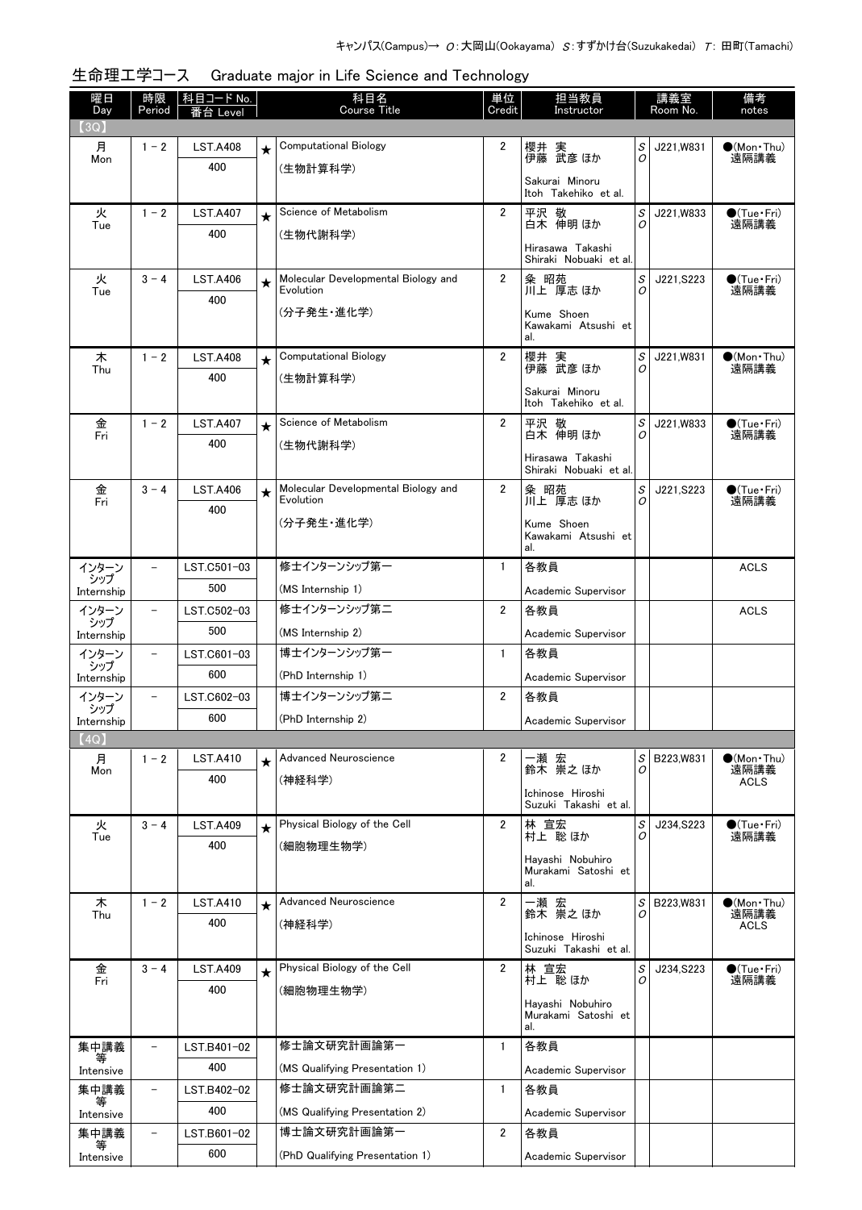キャンパス(Campus)→ O:大岡山(Ookayama) S:すずかけ台(Suzukakedai) T:田町(Tamachi)

## 生命理工学コース　Graduate major in Life Science and Technology

| 曜日 Day | 時限 Period | 科目コード No. 番台 Level | | 科目名 Course Title | 単位 Credit | 担当教員 Instructor | | 講義室 Room No. | 備考 notes |
|---|---|---|---|---|---|---|---|---|---|
| 【3Q】 | | | | | | | | | |
| 月 Mon | 1－2 | LST.A408 400 | ★ | Computational Biology (生物計算科学) | 2 | 櫻井 実 伊藤 武彦 ほか Sakurai Minoru Itoh Takehiko et al. | S O | J221,W831 | ●(Mon・Thu) 遠隔講義 |
| 火 Tue | 1－2 | LST.A407 400 | ★ | Science of Metabolism (生物代謝科学) | 2 | 平沢 敬 白木 伸明 ほか Hirasawa Takashi Shiraki Nobuaki et al. | S O | J221,W833 | ●(Tue・Fri) 遠隔講義 |
| 火 Tue | 3－4 | LST.A406 400 | ★ | Molecular Developmental Biology and Evolution (分子発生・進化学) | 2 | 粂 昭苑 川上 厚志 ほか Kume Shoen Kawakami Atsushi et al. | S O | J221,S223 | ●(Tue・Fri) 遠隔講義 |
| 木 Thu | 1－2 | LST.A408 400 | ★ | Computational Biology (生物計算科学) | 2 | 櫻井 実 伊藤 武彦 ほか Sakurai Minoru Itoh Takehiko et al. | S O | J221,W831 | ●(Mon・Thu) 遠隔講義 |
| 金 Fri | 1－2 | LST.A407 400 | ★ | Science of Metabolism (生物代謝科学) | 2 | 平沢 敬 白木 伸明 ほか Hirasawa Takashi Shiraki Nobuaki et al. | S O | J221,W833 | ●(Tue・Fri) 遠隔講義 |
| 金 Fri | 3－4 | LST.A406 400 | ★ | Molecular Developmental Biology and Evolution (分子発生・進化学) | 2 | 粂 昭苑 川上 厚志 ほか Kume Shoen Kawakami Atsushi et al. | S O | J221,S223 | ●(Tue・Fri) 遠隔講義 |
| インターンシップ Internship | － | LST.C501-03 500 | | 修士インターンシップ第一 (MS Internship 1) | 1 | 各教員 Academic Supervisor | | | ACLS |
| インターンシップ Internship | － | LST.C502-03 500 | | 修士インターンシップ第二 (MS Internship 2) | 2 | 各教員 Academic Supervisor | | | ACLS |
| インターンシップ Internship | － | LST.C601-03 600 | | 博士インターンシップ第一 (PhD Internship 1) | 1 | 各教員 Academic Supervisor | | | |
| インターンシップ Internship | － | LST.C602-03 600 | | 博士インターンシップ第二 (PhD Internship 2) | 2 | 各教員 Academic Supervisor | | | |
| 【4Q】 | | | | | | | | | |
| 月 Mon | 1－2 | LST.A410 400 | ★ | Advanced Neuroscience (神経科学) | 2 | 一瀬 宏 鈴木 崇之 ほか Ichinose Hiroshi Suzuki Takashi et al. | S O | B223,W831 | ●(Mon・Thu) 遠隔講義 ACLS |
| 火 Tue | 3－4 | LST.A409 400 | ★ | Physical Biology of the Cell (細胞物理生物学) | 2 | 林 宣宏 村上 聡 ほか Hayashi Nobuhiro Murakami Satoshi et al. | S O | J234,S223 | ●(Tue・Fri) 遠隔講義 |
| 木 Thu | 1－2 | LST.A410 400 | ★ | Advanced Neuroscience (神経科学) | 2 | 一瀬 宏 鈴木 崇之 ほか Ichinose Hiroshi Suzuki Takashi et al. | S O | B223,W831 | ●(Mon・Thu) 遠隔講義 ACLS |
| 金 Fri | 3－4 | LST.A409 400 | ★ | Physical Biology of the Cell (細胞物理生物学) | 2 | 林 宣宏 村上 聡 ほか Hayashi Nobuhiro Murakami Satoshi et al. | S O | J234,S223 | ●(Tue・Fri) 遠隔講義 |
| 集中講義等 Intensive | － | LST.B401-02 400 | | 修士論文研究計画論第一 (MS Qualifying Presentation 1) | 1 | 各教員 Academic Supervisor | | | |
| 集中講義等 Intensive | － | LST.B402-02 400 | | 修士論文研究計画論第二 (MS Qualifying Presentation 2) | 1 | 各教員 Academic Supervisor | | | |
| 集中講義等 Intensive | － | LST.B601-02 600 | | 博士論文研究計画論第一 (PhD Qualifying Presentation 1) | 2 | 各教員 Academic Supervisor | | | |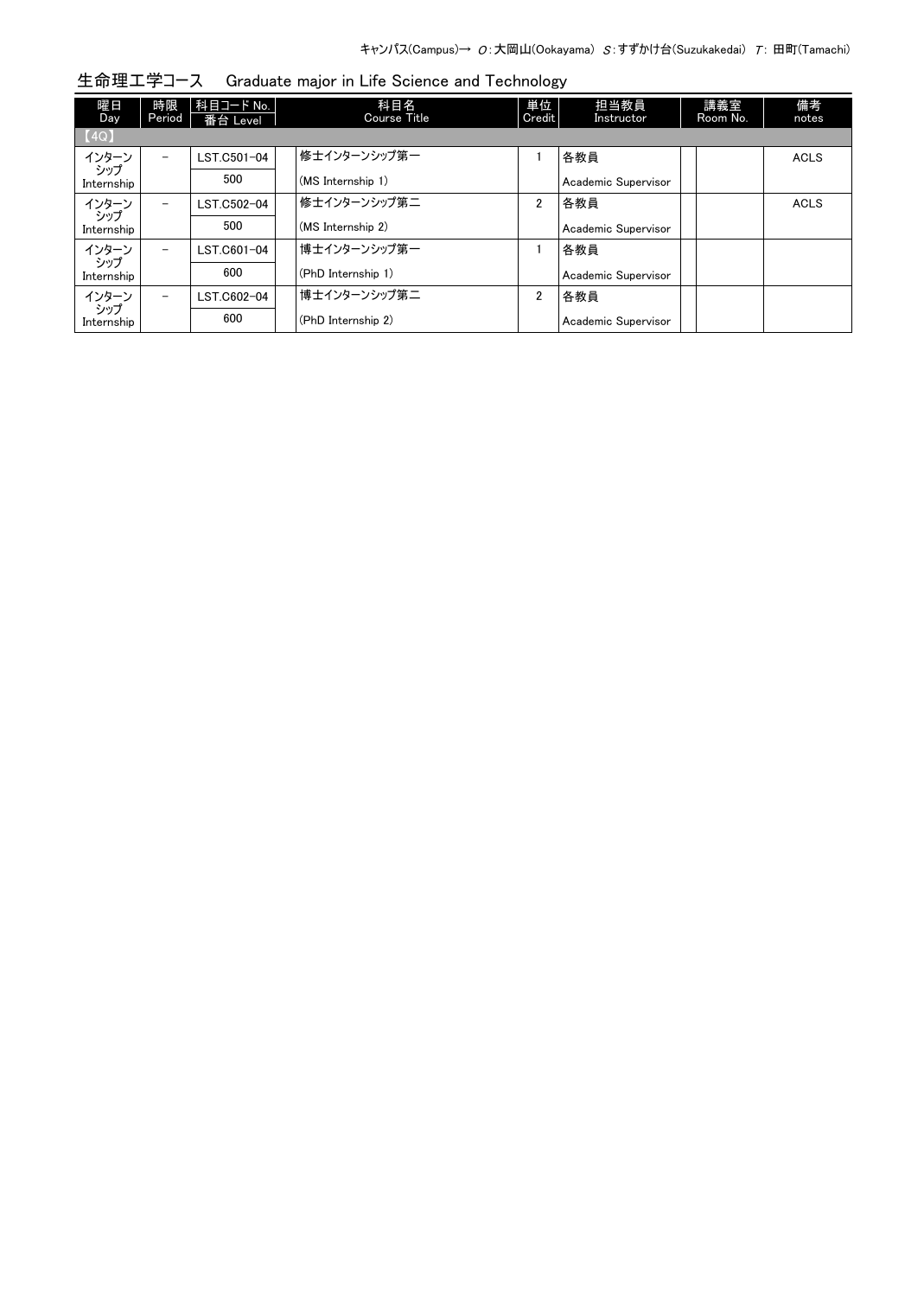キャンパス(Campus)→ O:大岡山(Ookayama) S:すずかけ台(Suzukakedai) T: 田町(Tamachi)

## 生命理工学コース　Graduate major in Life Science and Technology

| 曜日 Day | 時限 Period | 科目コード No. / 番台 Level | 科目名 Course Title | 単位 Credit | 担当教員 Instructor | 講義室 Room No. | 備考 notes |
|---|---|---|---|---|---|---|---|
| 【4Q】 | | | | | | | |
| インターンシップ Internship | － | LST.C501-04 / 500 | 修士インターンシップ第一 (MS Internship 1) | 1 | 各教員 Academic Supervisor | | ACLS |
| インターンシップ Internship | － | LST.C502-04 / 500 | 修士インターンシップ第二 (MS Internship 2) | 2 | 各教員 Academic Supervisor | | ACLS |
| インターンシップ Internship | － | LST.C601-04 / 600 | 博士インターンシップ第一 (PhD Internship 1) | 1 | 各教員 Academic Supervisor | | |
| インターンシップ Internship | － | LST.C602-04 / 600 | 博士インターンシップ第二 (PhD Internship 2) | 2 | 各教員 Academic Supervisor | | |